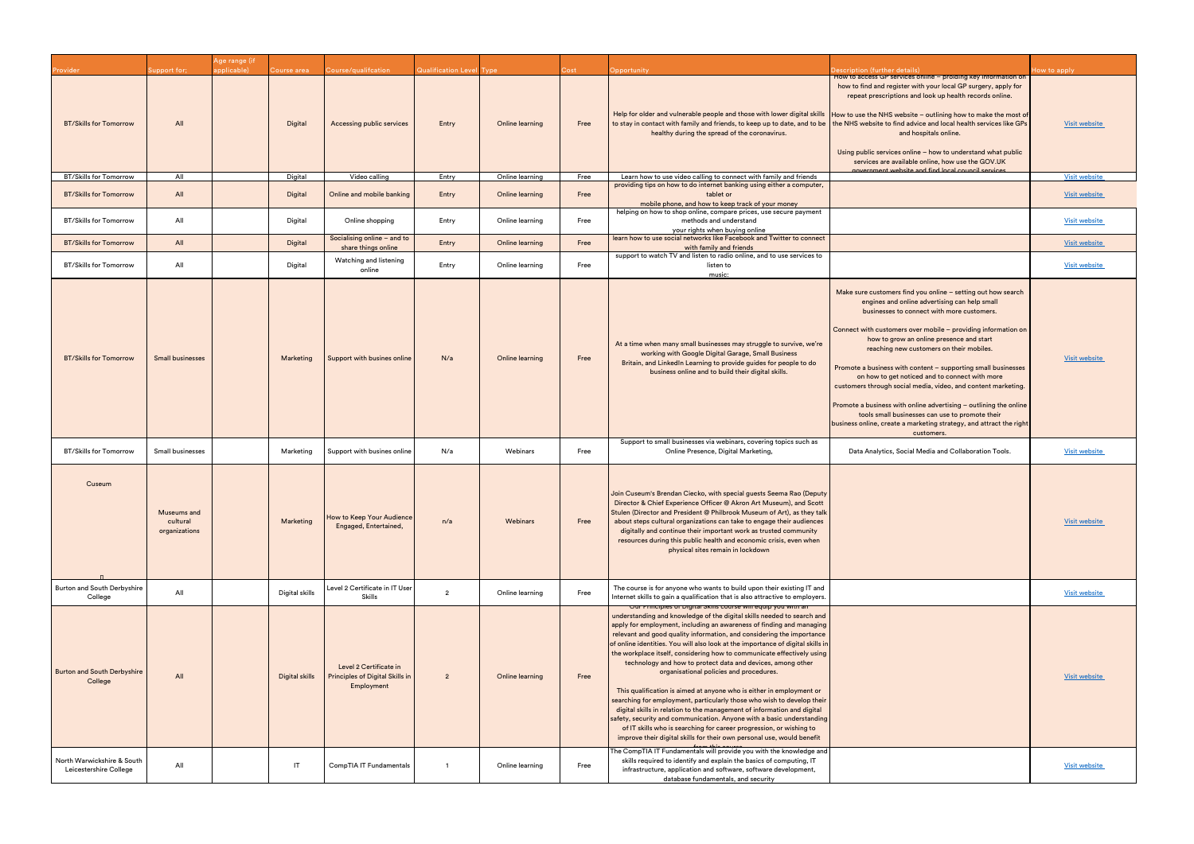| Provider | Support for; | Age range (if applicable) | Course area | Course/qualifcation | Qualification Level | Type | Cost | Opportunity | Description (further details) | How to apply |
|---|---|---|---|---|---|---|---|---|---|---|
| BT/Skills for Tomorrow | All | | Digital | Accessing public services | Entry | Online learning | Free | Help for older and vulnerable people and those with lower digital skills to stay in contact with family and friends, to keep up to date, and to be healthy during the spread of the coronavirus. | How to access GP services online – providing key information on how to find and register with your local GP surgery, apply for repeat prescriptions and look up health records online.<br><br>How to use the NHS website – outlining how to make the most of the NHS website to find advice and local health services like GPs and hospitals online.<br><br>Using public services online – how to understand what public services are available online, how use the GOV.UK government website and find local council services | Visit website |
| BT/Skills for Tomorrow | All | | Digital | Video calling | Entry | Online learning | Free | Learn how to use video calling to connect with family and friends | | Visit website |
| BT/Skills for Tomorrow | All | | Digital | Online and mobile banking | Entry | Online learning | Free | providing tips on how to do internet banking using either a computer, tablet or mobile phone, and how to keep track of your money | | Visit website |
| BT/Skills for Tomorrow | All | | Digital | Online shopping | Entry | Online learning | Free | helping on how to shop online, compare prices, use secure payment methods and understand your rights when buying online | | Visit website |
| BT/Skills for Tomorrow | All | | Digital | Socialising online – and to share things online | Entry | Online learning | Free | learn how to use social networks like Facebook and Twitter to connect with family and friends | | Visit website |
| BT/Skills for Tomorrow | All | | Digital | Watching and listening online | Entry | Online learning | Free | support to watch TV and listen to radio online, and to use services to listen to music: | | Visit website |
| BT/Skills for Tomorrow | Small businesses | | Marketing | Support with busines online | N/a | Online learning | Free | At a time when many small businesses may struggle to survive, we're working with Google Digital Garage, Small Business Britain, and LinkedIn Learning to provide guides for people to do business online and to build their digital skills. | Make sure customers find you online – setting out how search engines and online advertising can help small businesses to connect with more customers.<br><br>Connect with customers over mobile – providing information on how to grow an online presence and start reaching new customers on their mobiles.<br><br>Promote a business with content – supporting small businesses on how to get noticed and to connect with more customers through social media, video, and content marketing.<br><br>Promote a business with online advertising – outlining the online tools small businesses can use to promote their business online, create a marketing strategy, and attract the right customers. | Visit website |
| BT/Skills for Tomorrow | Small businesses | | Marketing | Support with busines online | N/a | Webinars | Free | Support to small businesses via webinars, covering topics such as Online Presence, Digital Marketing, | Data Analytics, Social Media and Collaboration Tools. | Visit website |
| Cuseum | Museums and cultural organizations | | Marketing | How to Keep Your Audience Engaged, Entertained, | n/a | Webinars | Free | Join Cuseum's Brendan Ciecko, with special guests Seema Rao (Deputy Director & Chief Experience Officer @ Akron Art Museum), and Scott Stulen (Director and President @ Philbrook Museum of Art), as they talk about steps cultural organizations can take to engage their audiences digitally and continue their important work as trusted community resources during this public health and economic crisis, even when physical sites remain in lockdown | | Visit website |
| Burton and South Derbyshire College | All | | Digital skills | Level 2 Certificate in IT User Skills | 2 | Online learning | Free | The course is for anyone who wants to build upon their existing IT and Internet skills to gain a qualification that is also attractive to employers. | | Visit website |
| Burton and South Derbyshire College | All | | Digital skills | Level 2 Certificate in Principles of Digital Skills in Employment | 2 | Online learning | Free | Our Principles of Digital Skills course will equip you with an understanding and knowledge of the digital skills needed to search and apply for employment, including an awareness of finding and managing relevant and good quality information, and considering the importance of online identities. You will also look at the importance of digital skills in the workplace itself, considering how to communicate effectively using technology and how to protect data and devices, among other organisational policies and procedures.<br><br>This qualification is aimed at anyone who is either in employment or searching for employment, particularly those who wish to develop their digital skills in relation to the management of information and digital safety, security and communication. Anyone with a basic understanding of IT skills who is searching for career progression, or wishing to improve their digital skills for their own personal use, would benefit from this course. | | Visit website |
| North Warwickshire & South Leicestershire College | All | | IT | CompTIA IT Fundamentals | 1 | Online learning | Free | The CompTIA IT Fundamentals will provide you with the knowledge and skills required to identify and explain the basics of computing, IT infrastructure, application and software, software development, database fundamentals, and security | | Visit website |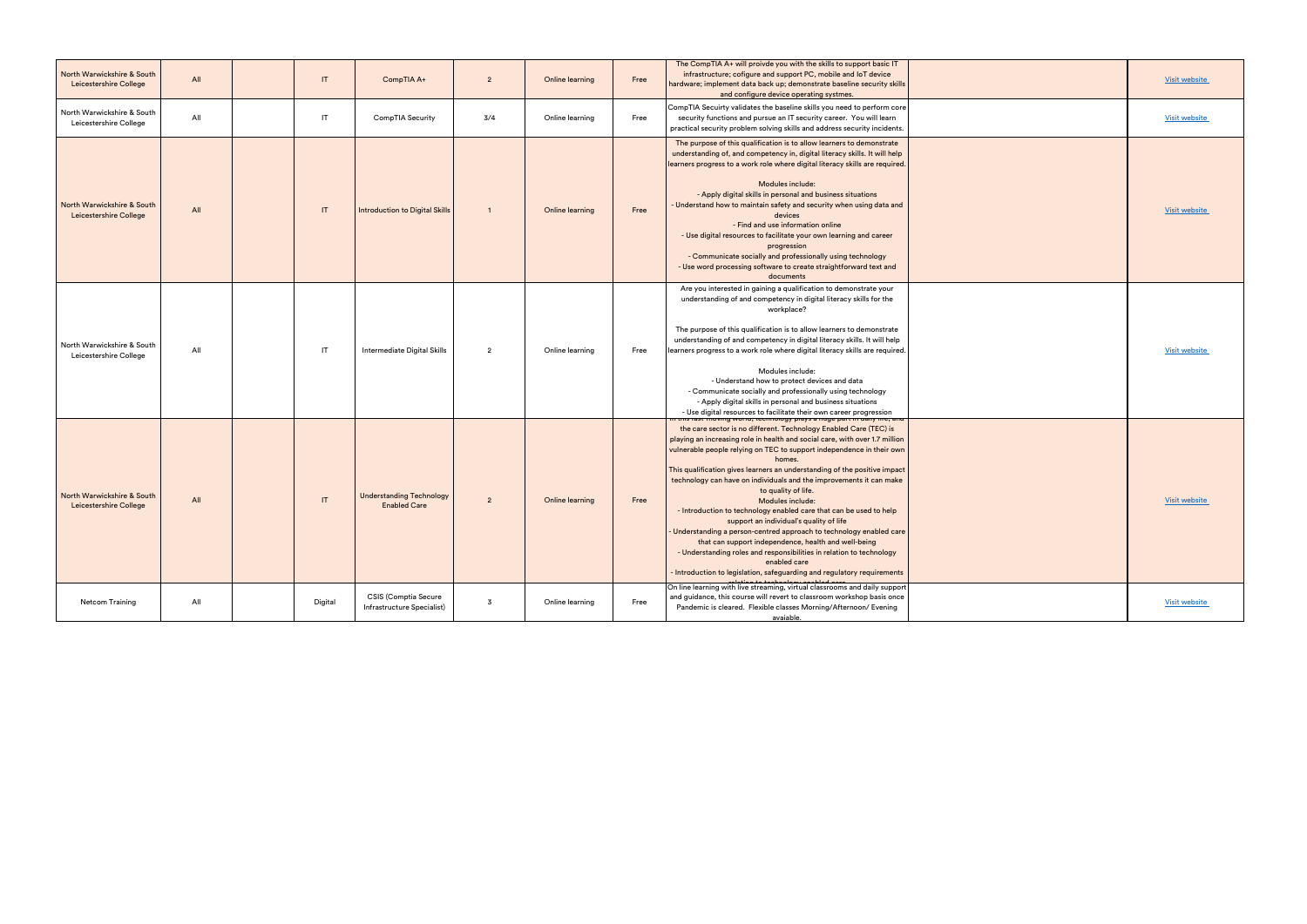| | | | | | | | | | | |
|---|---|---|---|---|---|---|---|---|---|---|
| North Warwickshire & South Leicestershire College | All | | IT | CompTIA A+ | 2 | Online learning | Free | The CompTIA A+ will proivde you with the skills to support basic IT infrastructure; cofigure and support PC, mobile and IoT device hardware; implement data back up; demonstrate baseline security skills and configure device operating systmes. | | Visit website |
| North Warwickshire & South Leicestershire College | All | | IT | CompTIA Security | 3/4 | Online learning | Free | CompTIA Secuirty validates the baseline skills you need to perform core security functions and pursue an IT security career. You will learn practical security problem solving skills and address security incidents. | | Visit website |
| North Warwickshire & South Leicestershire College | All | | IT | Introduction to Digital Skills | 1 | Online learning | Free | The purpose of this qualification is to allow learners to demonstrate understanding of, and competency in, digital literacy skills. It will help learners progress to a work role where digital literacy skills are required.<br><br>Modules include:<br>- Apply digital skills in personal and business situations<br>- Understand how to maintain safety and security when using data and devices<br>- Find and use information online<br>- Use digital resources to facilitate your own learning and career progression<br>- Communicate socially and professionally using technology<br>- Use word processing software to create straightforward text and documents | | Visit website |
| North Warwickshire & South Leicestershire College | All | | IT | Intermediate Digital Skills | 2 | Online learning | Free | Are you interested in gaining a qualification to demonstrate your understanding of and competency in digital literacy skills for the workplace?<br><br>The purpose of this qualification is to allow learners to demonstrate understanding of and competency in digital literacy skills. It will help learners progress to a work role where digital literacy skills are required.<br><br>Modules include:<br>- Understand how to protect devices and data<br>- Communicate socially and professionally using technology<br>- Apply digital skills in personal and business situations<br>- Use digital resources to facilitate their own career progression | | Visit website |
| North Warwickshire & South Leicestershire College | All | | IT | Understanding Technology Enabled Care | 2 | Online learning | Free | In this fast moving world, technology plays a huge part in daily life, and the care sector is no different. Technology Enabled Care (TEC) is playing an increasing role in health and social care, with over 1.7 million vulnerable people relying on TEC to support independence in their own homes.<br>This qualification gives learners an understanding of the positive impact technology can have on individuals and the improvements it can make to quality of life.<br>Modules include:<br>- Introduction to technology enabled care that can be used to help support an individual's quality of life<br>- Understanding a person-centred approach to technology enabled care that can support independence, health and well-being<br>- Understanding roles and responsibilities in relation to technology enabled care<br>- Introduction to legislation, safeguarding and regulatory requirements relating to technology enabled care | | Visit website |
| Netcom Training | All | | Digital | CSIS (Comptia Secure Infrastructure Specialist) | 3 | Online learning | Free | On line learning with live streaming, virtual classrooms and daily support and guidance, this course will revert to classroom workshop basis once Pandemic is cleared. Flexible classes Morning/Afternoon/ Evening avaiable. | | Visit website |